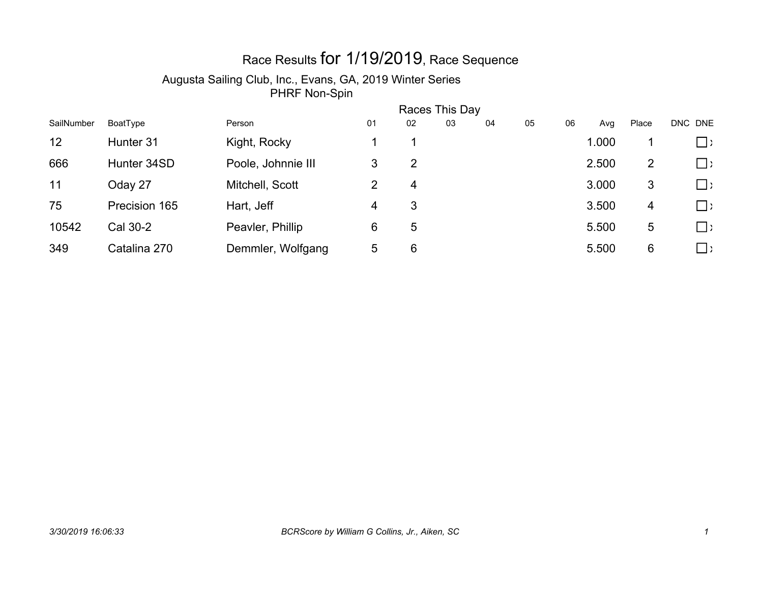# Race Results for 1/19/2019, Race Sequence

Augusta Sailing Club, Inc., Evans, GA, 2019 Winter Series

PHRF Non-Spin

| SailNumber | BoatType | Person | Races This Day 01 | 02 | 03 | 04 | 05 | 06 | Avg | Place | DNC | DNE |
|---|---|---|---|---|---|---|---|---|---|---|---|---|
| 12 | Hunter 31 | Kight, Rocky | 1 | 1 | | | | | 1.000 | 1 | | ☐ x |
| 666 | Hunter 34SD | Poole, Johnnie III | 3 | 2 | | | | | 2.500 | 2 | | ☐ x |
| 11 | Oday 27 | Mitchell, Scott | 2 | 4 | | | | | 3.000 | 3 | | ☐ x |
| 75 | Precision 165 | Hart, Jeff | 4 | 3 | | | | | 3.500 | 4 | | ☐ x |
| 10542 | Cal 30-2 | Peavler, Phillip | 6 | 5 | | | | | 5.500 | 5 | | ☐ x |
| 349 | Catalina 270 | Demmler, Wolfgang | 5 | 6 | | | | | 5.500 | 6 | | ☐ x |

*3/30/2019 16:06:33* *BCRScore by William G Collins, Jr., Aiken, SC*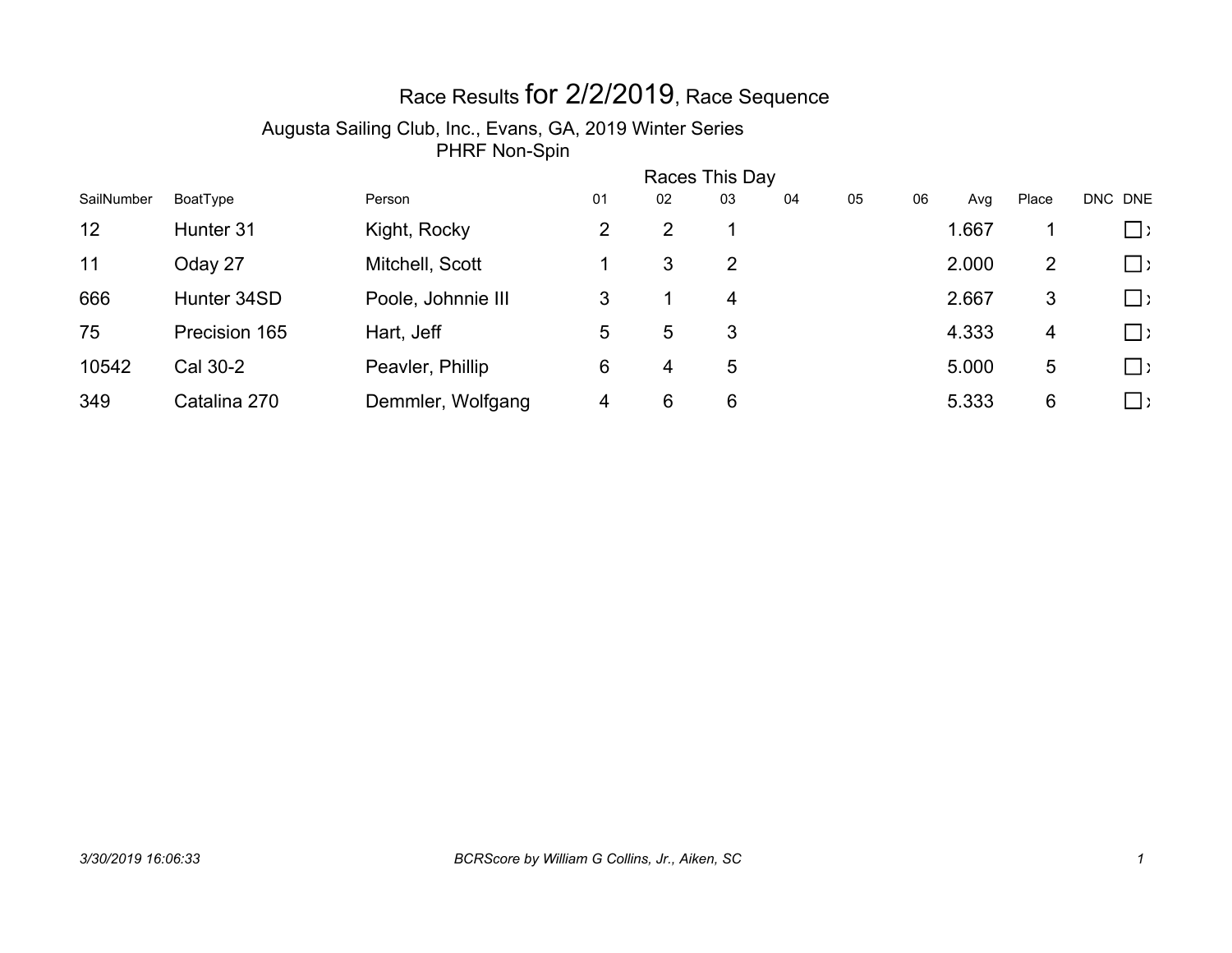# Race Results for 2/2/2019, Race Sequence

## Augusta Sailing Club, Inc., Evans, GA, 2019 Winter Series

### PHRF Non-Spin

| | | | Races This Day | | | | | | | | | |
|---|---|---|---|---|---|---|---|---|---|---|---|---|
| SailNumber | BoatType | Person | 01 | 02 | 03 | 04 | 05 | 06 | Avg | Place | DNC | DNE |
| 12 | Hunter 31 | Kight, Rocky | 2 | 2 | 1 | | | | 1.667 | 1 | | ☐ x |
| 11 | Oday 27 | Mitchell, Scott | 1 | 3 | 2 | | | | 2.000 | 2 | | ☐ x |
| 666 | Hunter 34SD | Poole, Johnnie III | 3 | 1 | 4 | | | | 2.667 | 3 | | ☐ x |
| 75 | Precision 165 | Hart, Jeff | 5 | 5 | 3 | | | | 4.333 | 4 | | ☐ x |
| 10542 | Cal 30-2 | Peavler, Phillip | 6 | 4 | 5 | | | | 5.000 | 5 | | ☐ x |
| 349 | Catalina 270 | Demmler, Wolfgang | 4 | 6 | 6 | | | | 5.333 | 6 | | ☐ x |

*3/30/2019 16:06:33* *BCRScore by William G Collins, Jr., Aiken, SC*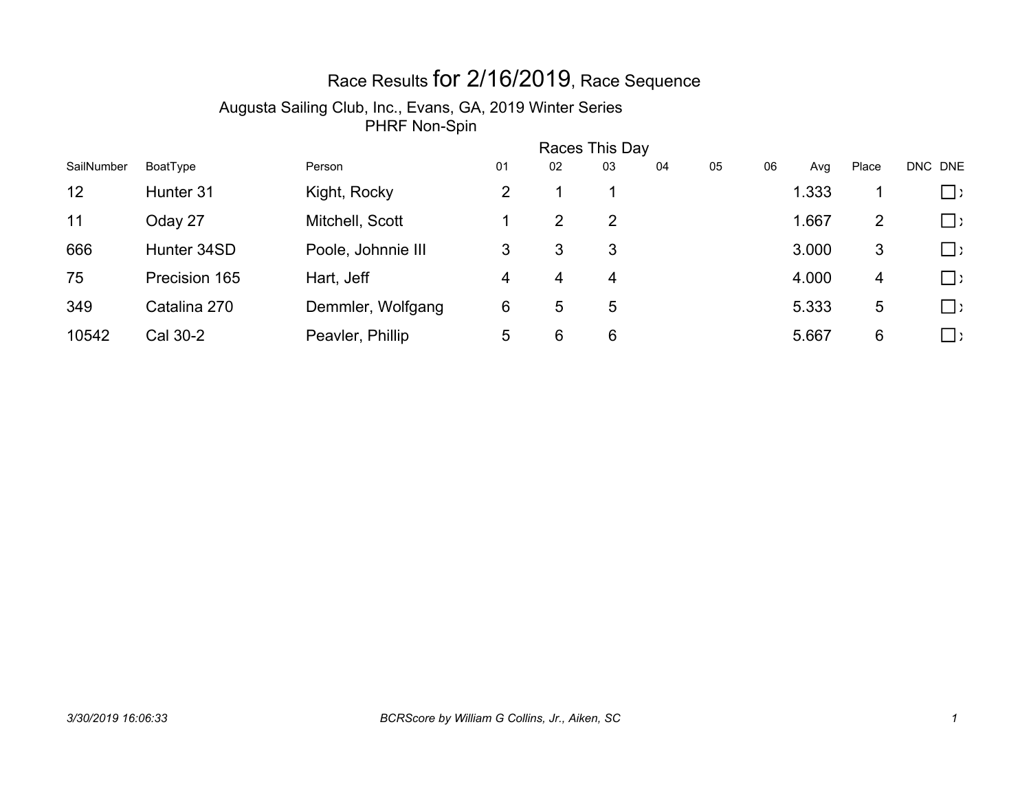# Race Results for 2/16/2019, Race Sequence

Augusta Sailing Club, Inc., Evans, GA, 2019 Winter Series

PHRF Non-Spin

| | | | Races This Day | | | | | | | | | |
|---|---|---|---|---|---|---|---|---|---|---|---|---|
| SailNumber | BoatType | Person | 01 | 02 | 03 | 04 | 05 | 06 | Avg | Place | DNC | DNE |
| 12 | Hunter 31 | Kight, Rocky | 2 | 1 | 1 | | | | 1.333 | 1 | | ☐ x |
| 11 | Oday 27 | Mitchell, Scott | 1 | 2 | 2 | | | | 1.667 | 2 | | ☐ x |
| 666 | Hunter 34SD | Poole, Johnnie III | 3 | 3 | 3 | | | | 3.000 | 3 | | ☐ x |
| 75 | Precision 165 | Hart, Jeff | 4 | 4 | 4 | | | | 4.000 | 4 | | ☐ x |
| 349 | Catalina 270 | Demmler, Wolfgang | 6 | 5 | 5 | | | | 5.333 | 5 | | ☐ x |
| 10542 | Cal 30-2 | Peavler, Phillip | 5 | 6 | 6 | | | | 5.667 | 6 | | ☐ x |

*3/30/2019 16:06:33* *BCRScore by William G Collins, Jr., Aiken, SC*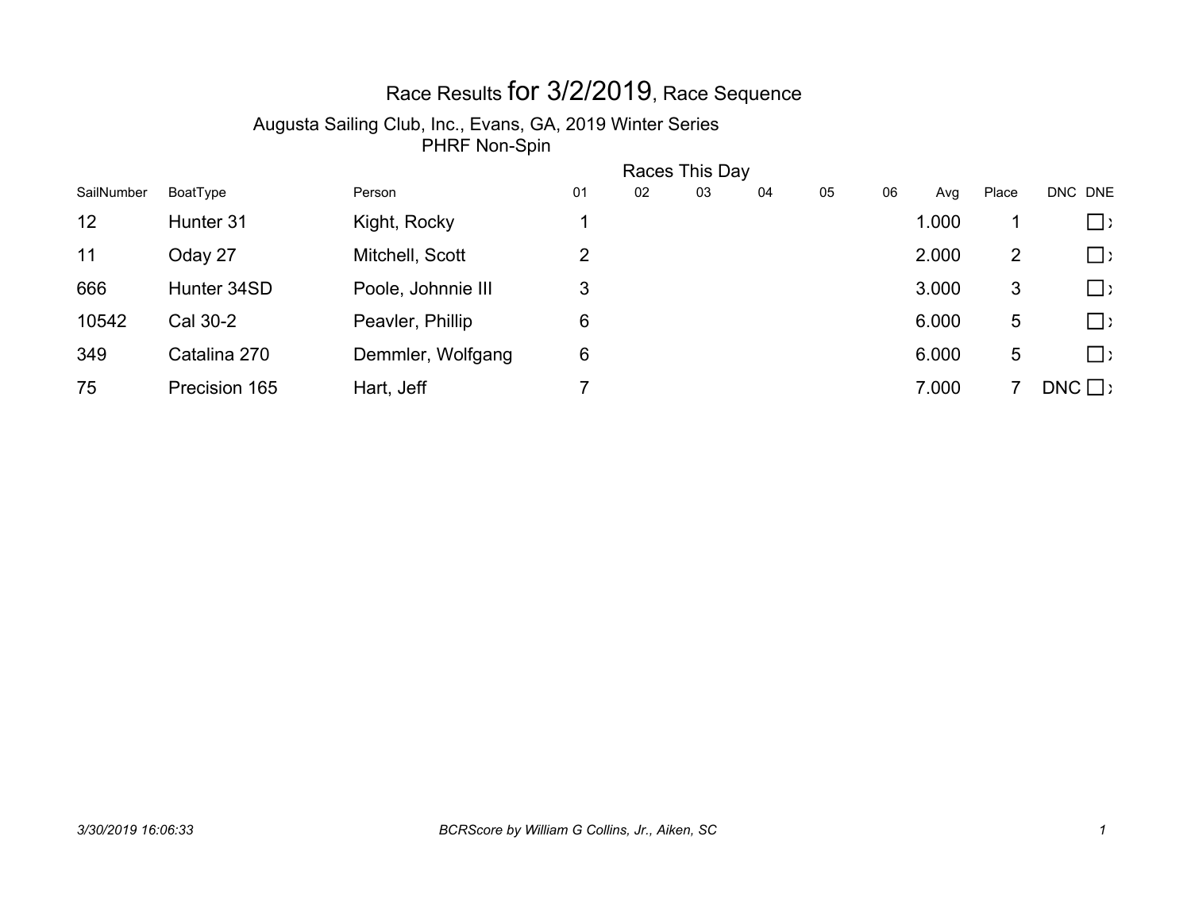# Race Results for 3/2/2019, Race Sequence

Augusta Sailing Club, Inc., Evans, GA, 2019 Winter Series

PHRF Non-Spin

| SailNumber | BoatType | Person | Races This Day 01 | 02 | 03 | 04 | 05 | 06 | Avg | Place | DNC | DNE |
|---|---|---|---|---|---|---|---|---|---|---|---|---|
| 12 | Hunter 31 | Kight, Rocky | 1 | | | | | | 1.000 | 1 | | ☐ |
| 11 | Oday 27 | Mitchell, Scott | 2 | | | | | | 2.000 | 2 | | ☐ |
| 666 | Hunter 34SD | Poole, Johnnie III | 3 | | | | | | 3.000 | 3 | | ☐ |
| 10542 | Cal 30-2 | Peavler, Phillip | 6 | | | | | | 6.000 | 5 | | ☐ |
| 349 | Catalina 270 | Demmler, Wolfgang | 6 | | | | | | 6.000 | 5 | | ☐ |
| 75 | Precision 165 | Hart, Jeff | 7 | | | | | | 7.000 | 7 | DNC | ☐ |

*3/30/2019 16:06:33*

*BCRScore by William G Collins, Jr., Aiken, SC*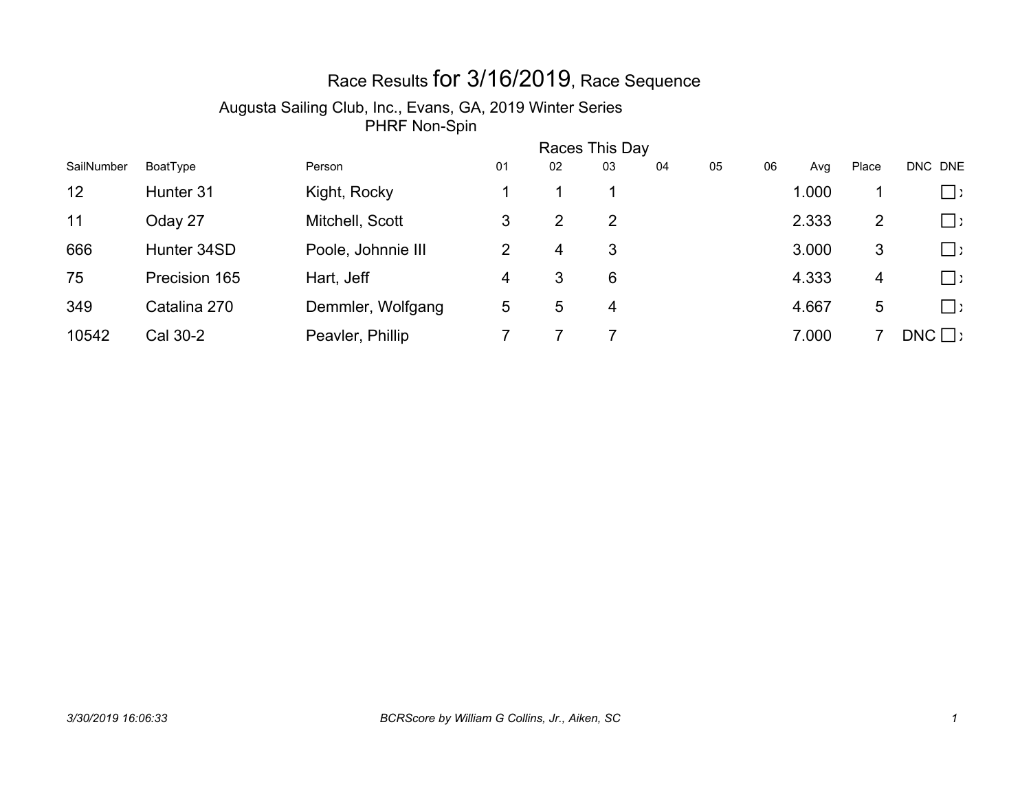# Race Results for 3/16/2019, Race Sequence

Augusta Sailing Club, Inc., Evans, GA, 2019 Winter Series

PHRF Non-Spin

| SailNumber | BoatType | Person | 01 | 02 | 03 | 04 | 05 | 06 | Avg | Place | DNC | DNE |
|---|---|---|---|---|---|---|---|---|---|---|---|---|
| | | | Races This Day | | | | | | | | | |
| 12 | Hunter 31 | Kight, Rocky | 1 | 1 | 1 | | | | 1.000 | 1 | | ☐ |
| 11 | Oday 27 | Mitchell, Scott | 3 | 2 | 2 | | | | 2.333 | 2 | | ☐ |
| 666 | Hunter 34SD | Poole, Johnnie III | 2 | 4 | 3 | | | | 3.000 | 3 | | ☐ |
| 75 | Precision 165 | Hart, Jeff | 4 | 3 | 6 | | | | 4.333 | 4 | | ☐ |
| 349 | Catalina 270 | Demmler, Wolfgang | 5 | 5 | 4 | | | | 4.667 | 5 | | ☐ |
| 10542 | Cal 30-2 | Peavler, Phillip | 7 | 7 | 7 | | | | 7.000 | 7 | DNC | ☐ |

*3/30/2019 16:06:33* *BCRScore by William G Collins, Jr., Aiken, SC*